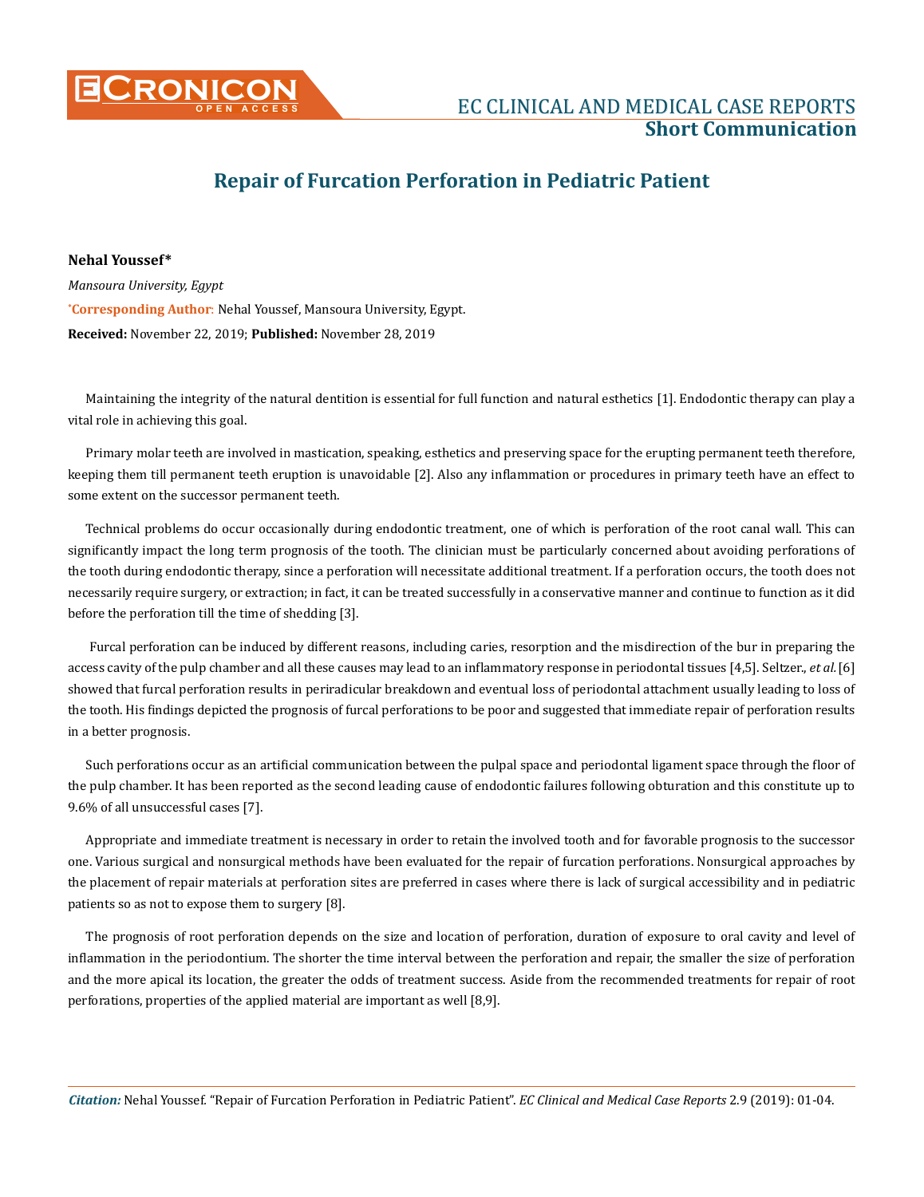**Short Communication**

# Repair of Furcation Perforation in Pediatric Patient

**Nehal Youssef***

*Mansoura University, Egypt*

***Corresponding Author**: Nehal Youssef, Mansoura University, Egypt.

**Received:** November 22, 2019; **Published:** November 28, 2019

Maintaining the integrity of the natural dentition is essential for full function and natural esthetics [1]. Endodontic therapy can play a vital role in achieving this goal.

Primary molar teeth are involved in mastication, speaking, esthetics and preserving space for the erupting permanent teeth therefore, keeping them till permanent teeth eruption is unavoidable [2]. Also any inflammation or procedures in primary teeth have an effect to some extent on the successor permanent teeth.

Technical problems do occur occasionally during endodontic treatment, one of which is perforation of the root canal wall. This can significantly impact the long term prognosis of the tooth. The clinician must be particularly concerned about avoiding perforations of the tooth during endodontic therapy, since a perforation will necessitate additional treatment. If a perforation occurs, the tooth does not necessarily require surgery, or extraction; in fact, it can be treated successfully in a conservative manner and continue to function as it did before the perforation till the time of shedding [3].

Furcal perforation can be induced by different reasons, including caries, resorption and the misdirection of the bur in preparing the access cavity of the pulp chamber and all these causes may lead to an inflammatory response in periodontal tissues [4,5]. Seltzer., *et al.* [6] showed that furcal perforation results in periradicular breakdown and eventual loss of periodontal attachment usually leading to loss of the tooth. His findings depicted the prognosis of furcal perforations to be poor and suggested that immediate repair of perforation results in a better prognosis.

Such perforations occur as an artificial communication between the pulpal space and periodontal ligament space through the floor of the pulp chamber. It has been reported as the second leading cause of endodontic failures following obturation and this constitute up to 9.6% of all unsuccessful cases [7].

Appropriate and immediate treatment is necessary in order to retain the involved tooth and for favorable prognosis to the successor one. Various surgical and nonsurgical methods have been evaluated for the repair of furcation perforations. Nonsurgical approaches by the placement of repair materials at perforation sites are preferred in cases where there is lack of surgical accessibility and in pediatric patients so as not to expose them to surgery [8].

The prognosis of root perforation depends on the size and location of perforation, duration of exposure to oral cavity and level of inflammation in the periodontium. The shorter the time interval between the perforation and repair, the smaller the size of perforation and the more apical its location, the greater the odds of treatment success. Aside from the recommended treatments for repair of root perforations, properties of the applied material are important as well [8,9].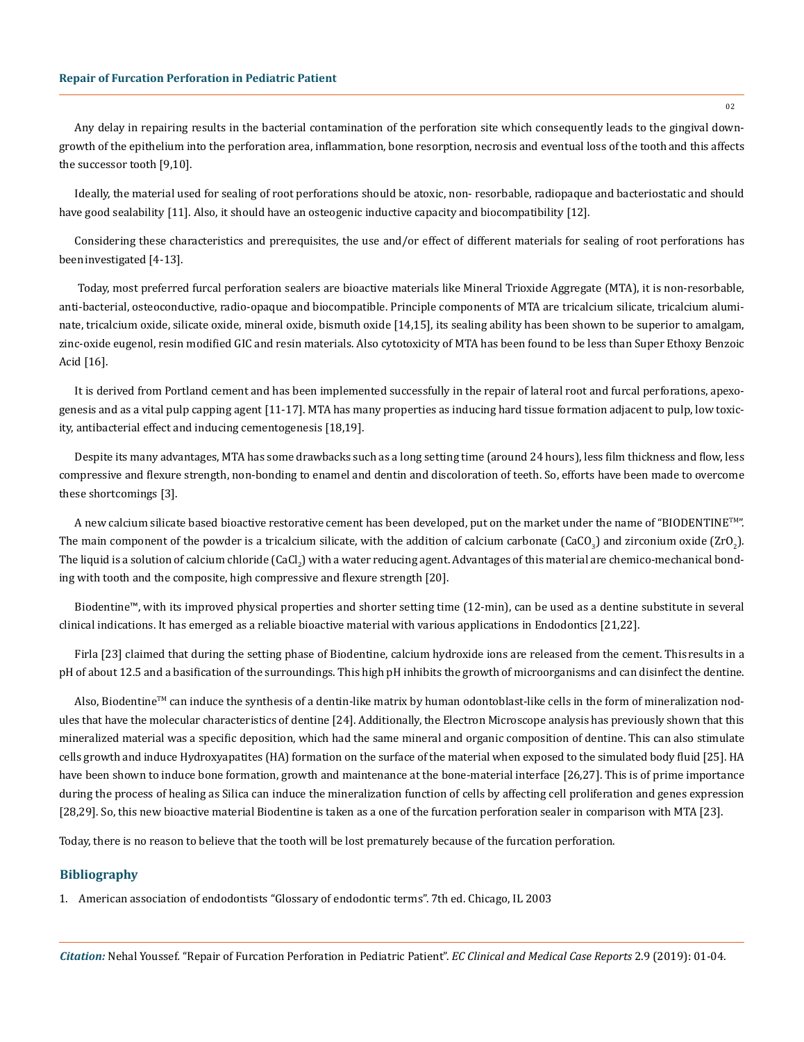Any delay in repairing results in the bacterial contamination of the perforation site which consequently leads to the gingival downgrowth of the epithelium into the perforation area, inflammation, bone resorption, necrosis and eventual loss of the tooth and this affects the successor tooth [9,10].

Ideally, the material used for sealing of root perforations should be atoxic, non- resorbable, radiopaque and bacteriostatic and should have good sealability [11]. Also, it should have an osteogenic inductive capacity and biocompatibility [12].

Considering these characteristics and prerequisites, the use and/or effect of different materials for sealing of root perforations has been investigated [4-13].

Today, most preferred furcal perforation sealers are bioactive materials like Mineral Trioxide Aggregate (MTA), it is non-resorbable, anti-bacterial, osteoconductive, radio-opaque and biocompatible. Principle components of MTA are tricalcium silicate, tricalcium aluminate, tricalcium oxide, silicate oxide, mineral oxide, bismuth oxide [14,15], its sealing ability has been shown to be superior to amalgam, zinc-oxide eugenol, resin modified GIC and resin materials. Also cytotoxicity of MTA has been found to be less than Super Ethoxy Benzoic Acid [16].

It is derived from Portland cement and has been implemented successfully in the repair of lateral root and furcal perforations, apexogenesis and as a vital pulp capping agent [11-17]. MTA has many properties as inducing hard tissue formation adjacent to pulp, low toxicity, antibacterial effect and inducing cementogenesis [18,19].

Despite its many advantages, MTA has some drawbacks such as a long setting time (around 24 hours), less film thickness and flow, less compressive and flexure strength, non-bonding to enamel and dentin and discoloration of teeth. So, efforts have been made to overcome these shortcomings [3].

A new calcium silicate based bioactive restorative cement has been developed, put on the market under the name of "BIODENTINE™". The main component of the powder is a tricalcium silicate, with the addition of calcium carbonate ($CaCO_3$) and zirconium oxide ($ZrO_2$). The liquid is a solution of calcium chloride ($CaCl_2$) with a water reducing agent. Advantages of this material are chemico-mechanical bonding with tooth and the composite, high compressive and flexure strength [20].

Biodentine™, with its improved physical properties and shorter setting time (12-min), can be used as a dentine substitute in several clinical indications. It has emerged as a reliable bioactive material with various applications in Endodontics [21,22].

Firla [23] claimed that during the setting phase of Biodentine, calcium hydroxide ions are released from the cement. This results in a pH of about 12.5 and a basification of the surroundings. This high pH inhibits the growth of microorganisms and can disinfect the dentine.

Also, Biodentine™ can induce the synthesis of a dentin-like matrix by human odontoblast-like cells in the form of mineralization nodules that have the molecular characteristics of dentine [24]. Additionally, the Electron Microscope analysis has previously shown that this mineralized material was a specific deposition, which had the same mineral and organic composition of dentine. This can also stimulate cells growth and induce Hydroxyapatites (HA) formation on the surface of the material when exposed to the simulated body fluid [25]. HA have been shown to induce bone formation, growth and maintenance at the bone-material interface [26,27]. This is of prime importance during the process of healing as Silica can induce the mineralization function of cells by affecting cell proliferation and genes expression [28,29]. So, this new bioactive material Biodentine is taken as a one of the furcation perforation sealer in comparison with MTA [23].

Today, there is no reason to believe that the tooth will be lost prematurely because of the furcation perforation.

## Bibliography

1. American association of endodontists "Glossary of endodontic terms". 7th ed. Chicago, IL 2003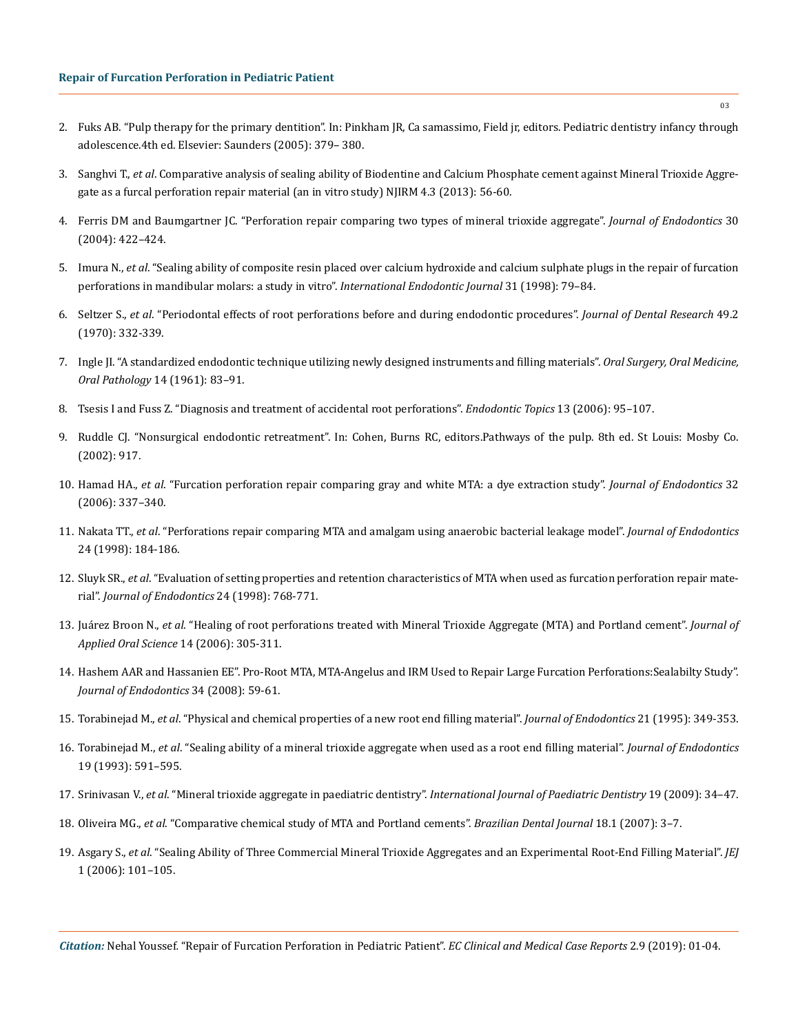2. Fuks AB. "Pulp therapy for the primary dentition". In: Pinkham JR, Ca samassimo, Field jr, editors. Pediatric dentistry infancy through adolescence.4th ed. Elsevier: Saunders (2005): 379– 380.
3. Sanghvi T., *et al*. Comparative analysis of sealing ability of Biodentine and Calcium Phosphate cement against Mineral Trioxide Aggregate as a furcal perforation repair material (an in vitro study) NJIRM 4.3 (2013): 56-60.
4. Ferris DM and Baumgartner JC. "Perforation repair comparing two types of mineral trioxide aggregate". *Journal of Endodontics* 30 (2004): 422–424.
5. Imura N., *et al*. "Sealing ability of composite resin placed over calcium hydroxide and calcium sulphate plugs in the repair of furcation perforations in mandibular molars: a study in vitro". *International Endodontic Journal* 31 (1998): 79–84.
6. Seltzer S., *et al*. "Periodontal effects of root perforations before and during endodontic procedures". *Journal of Dental Research* 49.2 (1970): 332-339.
7. Ingle JI. "A standardized endodontic technique utilizing newly designed instruments and filling materials". *Oral Surgery, Oral Medicine, Oral Pathology* 14 (1961): 83–91.
8. Tsesis I and Fuss Z. "Diagnosis and treatment of accidental root perforations". *Endodontic Topics* 13 (2006): 95–107.
9. Ruddle CJ. "Nonsurgical endodontic retreatment". In: Cohen, Burns RC, editors.Pathways of the pulp. 8th ed. St Louis: Mosby Co. (2002): 917.
10. Hamad HA., *et al*. "Furcation perforation repair comparing gray and white MTA: a dye extraction study". *Journal of Endodontics* 32 (2006): 337–340.
11. Nakata TT., *et al*. "Perforations repair comparing MTA and amalgam using anaerobic bacterial leakage model". *Journal of Endodontics* 24 (1998): 184-186.
12. Sluyk SR., *et al*. "Evaluation of setting properties and retention characteristics of MTA when used as furcation perforation repair material". *Journal of Endodontics* 24 (1998): 768-771.
13. Juárez Broon N., *et al*. "Healing of root perforations treated with Mineral Trioxide Aggregate (MTA) and Portland cement". *Journal of Applied Oral Science* 14 (2006): 305-311.
14. Hashem AAR and Hassanien EE". Pro-Root MTA, MTA-Angelus and IRM Used to Repair Large Furcation Perforations:Sealabilty Study". *Journal of Endodontics* 34 (2008): 59-61.
15. Torabinejad M., *et al*. "Physical and chemical properties of a new root end filling material". *Journal of Endodontics* 21 (1995): 349-353.
16. Torabinejad M., *et al*. "Sealing ability of a mineral trioxide aggregate when used as a root end filling material". *Journal of Endodontics* 19 (1993): 591–595.
17. Srinivasan V., *et al*. "Mineral trioxide aggregate in paediatric dentistry". *International Journal of Paediatric Dentistry* 19 (2009): 34–47.
18. Oliveira MG., *et al*. "Comparative chemical study of MTA and Portland cements". *Brazilian Dental Journal* 18.1 (2007): 3–7.
19. Asgary S., *et al*. "Sealing Ability of Three Commercial Mineral Trioxide Aggregates and an Experimental Root-End Filling Material". *JEJ* 1 (2006): 101–105.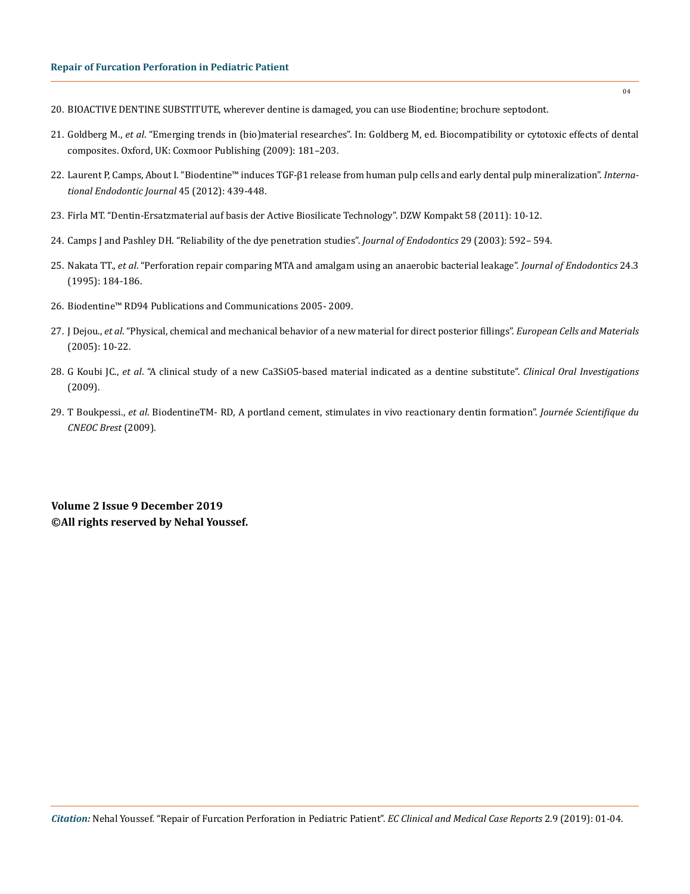20. BIOACTIVE DENTINE SUBSTITUTE, wherever dentine is damaged, you can use Biodentine; brochure septodont.

21. Goldberg M., *et al*. "Emerging trends in (bio)material researches". In: Goldberg M, ed. Biocompatibility or cytotoxic effects of dental composites. Oxford, UK: Coxmoor Publishing (2009): 181–203.

22. Laurent P, Camps, About I. "Biodentine™ induces TGF-β1 release from human pulp cells and early dental pulp mineralization". *International Endodontic Journal* 45 (2012): 439-448.

23. Firla MT. "Dentin-Ersatzmaterial auf basis der Active Biosilicate Technology". DZW Kompakt 58 (2011): 10-12.

24. Camps J and Pashley DH. "Reliability of the dye penetration studies". *Journal of Endodontics* 29 (2003): 592– 594.

25. Nakata TT., *et al*. "Perforation repair comparing MTA and amalgam using an anaerobic bacterial leakage". *Journal of Endodontics* 24.3 (1995): 184-186.

26. Biodentine™ RD94 Publications and Communications 2005- 2009.

27. J Dejou., *et al*. "Physical, chemical and mechanical behavior of a new material for direct posterior fillings". *European Cells and Materials* (2005): 10-22.

28. G Koubi JC., *et al*. "A clinical study of a new $Ca_3SiO_5$-based material indicated as a dentine substitute". *Clinical Oral Investigations* (2009).

29. T Boukpessi., *et al*. BiodentineTM- RD, A portland cement, stimulates in vivo reactionary dentin formation". *Journée Scientifique du CNEOC Brest* (2009).

**Volume 2 Issue 9 December 2019**
**©All rights reserved by Nehal Youssef.**